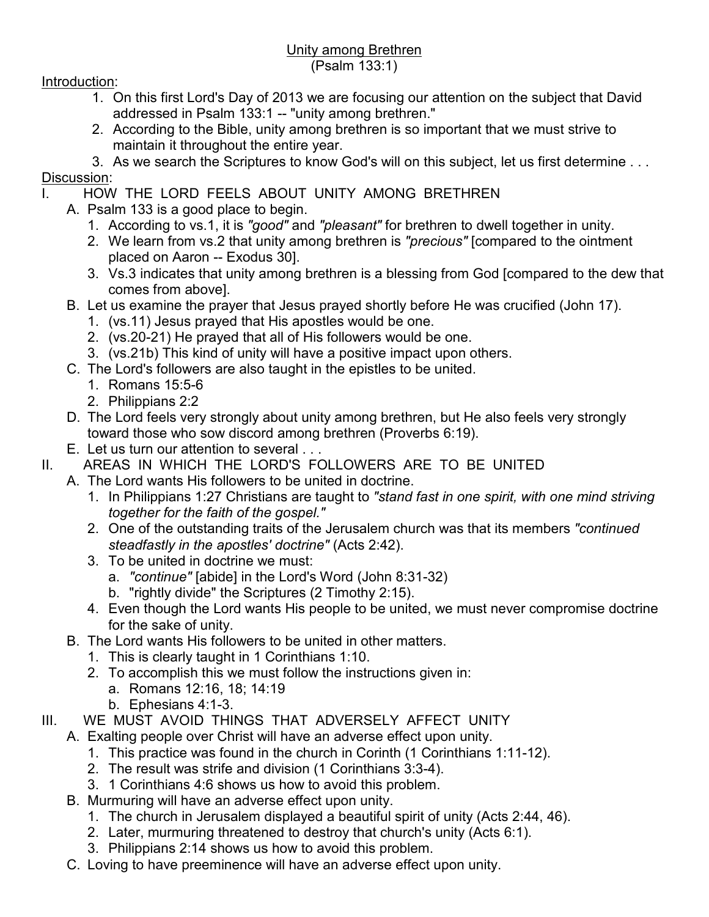# Unity among Brethren

(Psalm 133:1)

Introduction:

1. On this first Lord's Day of 2013 we are focusing our attention on the subject that David addressed in Psalm 133:1 -- "unity among brethren."
2. According to the Bible, unity among brethren is so important that we must strive to maintain it throughout the entire year.
3. As we search the Scriptures to know God's will on this subject, let us first determine . . .

Discussion:

I. HOW THE LORD FEELS ABOUT UNITY AMONG BRETHREN
   - A. Psalm 133 is a good place to begin.
     1. According to vs.1, it is *"good"* and *"pleasant"* for brethren to dwell together in unity.
     2. We learn from vs.2 that unity among brethren is *"precious"* [compared to the ointment placed on Aaron -- Exodus 30].
     3. Vs.3 indicates that unity among brethren is a blessing from God [compared to the dew that comes from above].
   - B. Let us examine the prayer that Jesus prayed shortly before He was crucified (John 17).
     1. (vs.11) Jesus prayed that His apostles would be one.
     2. (vs.20-21) He prayed that all of His followers would be one.
     3. (vs.21b) This kind of unity will have a positive impact upon others.
   - C. The Lord's followers are also taught in the epistles to be united.
     1. Romans 15:5-6
     2. Philippians 2:2
   - D. The Lord feels very strongly about unity among brethren, but He also feels very strongly toward those who sow discord among brethren (Proverbs 6:19).
   - E. Let us turn our attention to several . . .

II. AREAS IN WHICH THE LORD'S FOLLOWERS ARE TO BE UNITED
   - A. The Lord wants His followers to be united in doctrine.
     1. In Philippians 1:27 Christians are taught to *"stand fast in one spirit, with one mind striving together for the faith of the gospel."*
     2. One of the outstanding traits of the Jerusalem church was that its members *"continued steadfastly in the apostles' doctrine"* (Acts 2:42).
     3. To be united in doctrine we must:
        - a. *"continue"* [abide] in the Lord's Word (John 8:31-32)
        - b. "rightly divide" the Scriptures (2 Timothy 2:15).
     4. Even though the Lord wants His people to be united, we must never compromise doctrine for the sake of unity.
   - B. The Lord wants His followers to be united in other matters.
     1. This is clearly taught in 1 Corinthians 1:10.
     2. To accomplish this we must follow the instructions given in:
        - a. Romans 12:16, 18; 14:19
        - b. Ephesians 4:1-3.

III. WE MUST AVOID THINGS THAT ADVERSELY AFFECT UNITY
   - A. Exalting people over Christ will have an adverse effect upon unity.
     1. This practice was found in the church in Corinth (1 Corinthians 1:11-12).
     2. The result was strife and division (1 Corinthians 3:3-4).
     3. 1 Corinthians 4:6 shows us how to avoid this problem.
   - B. Murmuring will have an adverse effect upon unity.
     1. The church in Jerusalem displayed a beautiful spirit of unity (Acts 2:44, 46).
     2. Later, murmuring threatened to destroy that church's unity (Acts 6:1).
     3. Philippians 2:14 shows us how to avoid this problem.
   - C. Loving to have preeminence will have an adverse effect upon unity.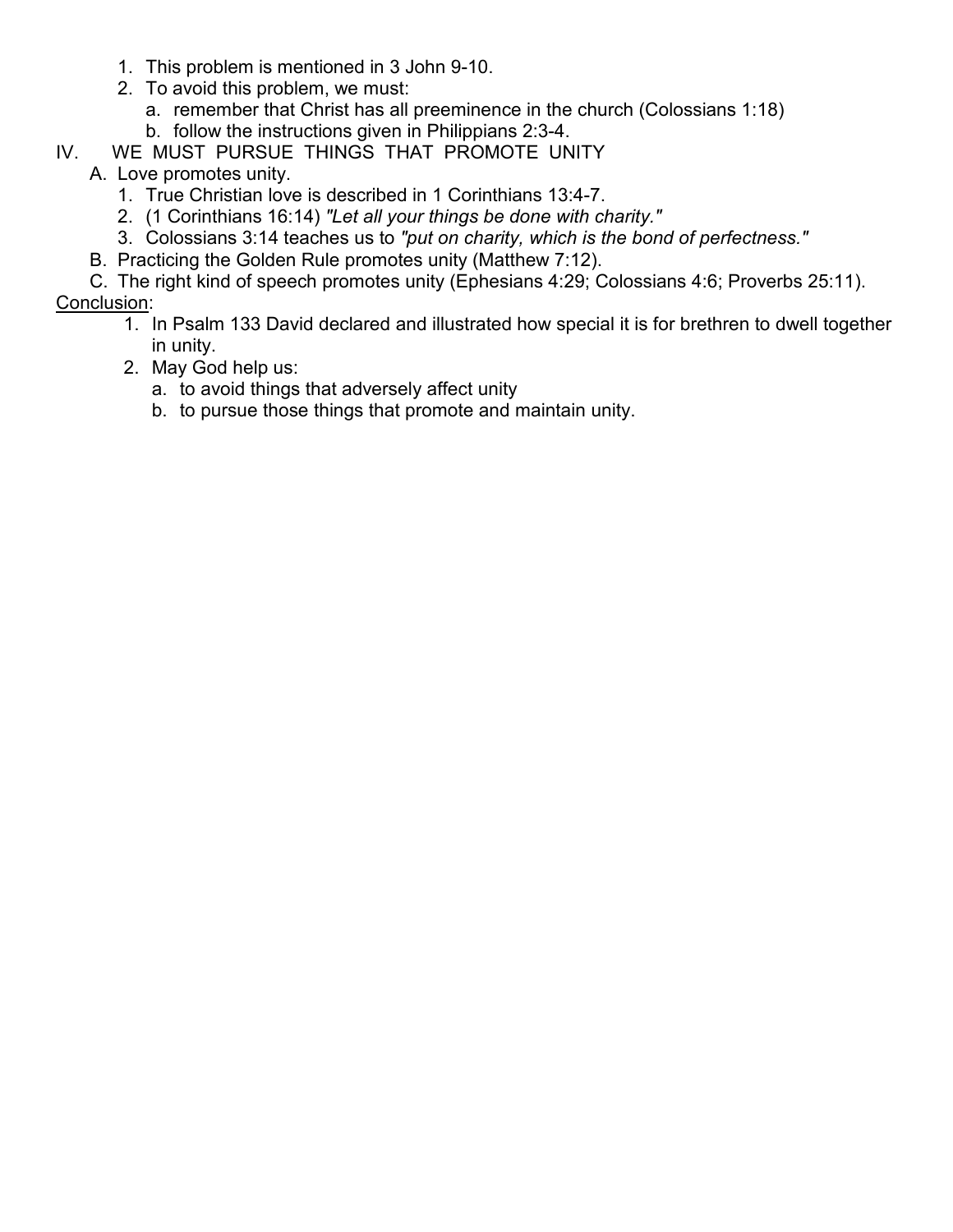1. This problem is mentioned in 3 John 9-10.
2. To avoid this problem, we must:
   a. remember that Christ has all preeminence in the church (Colossians 1:18)
   b. follow the instructions given in Philippians 2:3-4.

IV. WE MUST PURSUE THINGS THAT PROMOTE UNITY

A. Love promotes unity.
   1. True Christian love is described in 1 Corinthians 13:4-7.
   2. (1 Corinthians 16:14) *"Let all your things be done with charity."*
   3. Colossians 3:14 teaches us to *"put on charity, which is the bond of perfectness."*

B. Practicing the Golden Rule promotes unity (Matthew 7:12).

C. The right kind of speech promotes unity (Ephesians 4:29; Colossians 4:6; Proverbs 25:11).

Conclusion:

1. In Psalm 133 David declared and illustrated how special it is for brethren to dwell together in unity.
2. May God help us:
   a. to avoid things that adversely affect unity
   b. to pursue those things that promote and maintain unity.